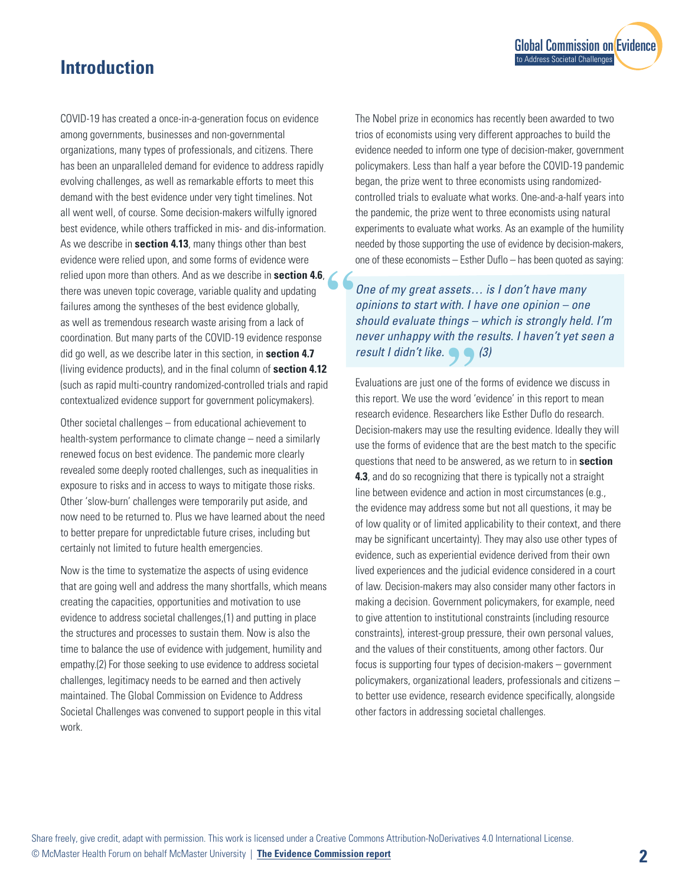## Introduction

COVID-19 has created a once-in-a-generation focus on evidence among governments, businesses and non-governmental organizations, many types of professionals, and citizens. There has been an unparalleled demand for evidence to address rapidly evolving challenges, as well as remarkable efforts to meet this demand with the best evidence under very tight timelines. Not all went well, of course. Some decision-makers wilfully ignored best evidence, while others trafficked in mis- and dis-information. As we describe in **section 4.13**, many things other than best evidence were relied upon, and some forms of evidence were relied upon more than others. And as we describe in **section 4.6**, there was uneven topic coverage, variable quality and updating failures among the syntheses of the best evidence globally, as well as tremendous research waste arising from a lack of coordination. But many parts of the COVID-19 evidence response did go well, as we describe later in this section, in **section 4.7** (living evidence products), and in the final column of **section 4.12** (such as rapid multi-country randomized-controlled trials and rapid contextualized evidence support for government policymakers).

Other societal challenges – from educational achievement to health-system performance to climate change – need a similarly renewed focus on best evidence. The pandemic more clearly revealed some deeply rooted challenges, such as inequalities in exposure to risks and in access to ways to mitigate those risks. Other 'slow-burn' challenges were temporarily put aside, and now need to be returned to. Plus we have learned about the need to better prepare for unpredictable future crises, including but certainly not limited to future health emergencies.

Now is the time to systematize the aspects of using evidence that are going well and address the many shortfalls, which means creating the capacities, opportunities and motivation to use evidence to address societal challenges,(1) and putting in place the structures and processes to sustain them. Now is also the time to balance the use of evidence with judgement, humility and empathy.(2) For those seeking to use evidence to address societal challenges, legitimacy needs to be earned and then actively maintained. The Global Commission on Evidence to Address Societal Challenges was convened to support people in this vital work.

The Nobel prize in economics has recently been awarded to two trios of economists using very different approaches to build the evidence needed to inform one type of decision-maker, government policymakers. Less than half a year before the COVID-19 pandemic began, the prize went to three economists using randomized-controlled trials to evaluate what works. One-and-a-half years into the pandemic, the prize went to three economists using natural experiments to evaluate what works. As an example of the humility needed by those supporting the use of evidence by decision-makers, one of these economists – Esther Duflo – has been quoted as saying:

> *One of my great assets… is I don't have many opinions to start with. I have one opinion – one should evaluate things – which is strongly held. I'm never unhappy with the results. I haven't yet seen a result I didn't like.* (3)

Evaluations are just one of the forms of evidence we discuss in this report. We use the word 'evidence' in this report to mean research evidence. Researchers like Esther Duflo do research. Decision-makers may use the resulting evidence. Ideally they will use the forms of evidence that are the best match to the specific questions that need to be answered, as we return to in **section 4.3**, and do so recognizing that there is typically not a straight line between evidence and action in most circumstances (e.g., the evidence may address some but not all questions, it may be of low quality or of limited applicability to their context, and there may be significant uncertainty). They may also use other types of evidence, such as experiential evidence derived from their own lived experiences and the judicial evidence considered in a court of law. Decision-makers may also consider many other factors in making a decision. Government policymakers, for example, need to give attention to institutional constraints (including resource constraints), interest-group pressure, their own personal values, and the values of their constituents, among other factors. Our focus is supporting four types of decision-makers – government policymakers, organizational leaders, professionals and citizens – to better use evidence, research evidence specifically, alongside other factors in addressing societal challenges.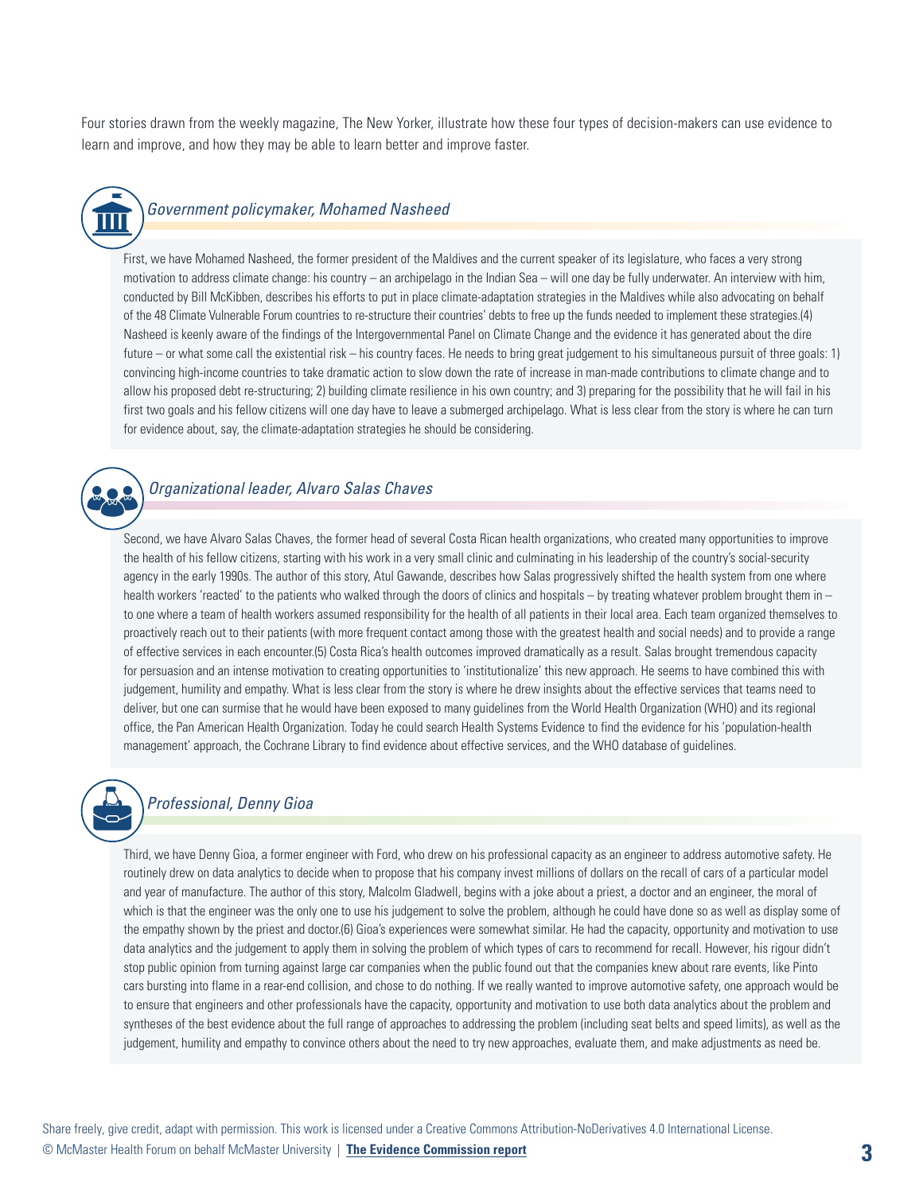Four stories drawn from the weekly magazine, The New Yorker, illustrate how these four types of decision-makers can use evidence to learn and improve, and how they may be able to learn better and improve faster.

### *Government policymaker, Mohamed Nasheed*

First, we have Mohamed Nasheed, the former president of the Maldives and the current speaker of its legislature, who faces a very strong motivation to address climate change: his country – an archipelago in the Indian Sea – will one day be fully underwater. An interview with him, conducted by Bill McKibben, describes his efforts to put in place climate-adaptation strategies in the Maldives while also advocating on behalf of the 48 Climate Vulnerable Forum countries to re-structure their countries' debts to free up the funds needed to implement these strategies.(4) Nasheed is keenly aware of the findings of the Intergovernmental Panel on Climate Change and the evidence it has generated about the dire future – or what some call the existential risk – his country faces. He needs to bring great judgement to his simultaneous pursuit of three goals: 1) convincing high-income countries to take dramatic action to slow down the rate of increase in man-made contributions to climate change and to allow his proposed debt re-structuring; 2) building climate resilience in his own country; and 3) preparing for the possibility that he will fail in his first two goals and his fellow citizens will one day have to leave a submerged archipelago. What is less clear from the story is where he can turn for evidence about, say, the climate-adaptation strategies he should be considering.

### *Organizational leader, Alvaro Salas Chaves*

Second, we have Alvaro Salas Chaves, the former head of several Costa Rican health organizations, who created many opportunities to improve the health of his fellow citizens, starting with his work in a very small clinic and culminating in his leadership of the country's social-security agency in the early 1990s. The author of this story, Atul Gawande, describes how Salas progressively shifted the health system from one where health workers 'reacted' to the patients who walked through the doors of clinics and hospitals – by treating whatever problem brought them in – to one where a team of health workers assumed responsibility for the health of all patients in their local area. Each team organized themselves to proactively reach out to their patients (with more frequent contact among those with the greatest health and social needs) and to provide a range of effective services in each encounter.(5) Costa Rica's health outcomes improved dramatically as a result. Salas brought tremendous capacity for persuasion and an intense motivation to creating opportunities to 'institutionalize' this new approach. He seems to have combined this with judgement, humility and empathy. What is less clear from the story is where he drew insights about the effective services that teams need to deliver, but one can surmise that he would have been exposed to many guidelines from the World Health Organization (WHO) and its regional office, the Pan American Health Organization. Today he could search Health Systems Evidence to find the evidence for his 'population-health management' approach, the Cochrane Library to find evidence about effective services, and the WHO database of guidelines.

### *Professional, Denny Gioa*

Third, we have Denny Gioa, a former engineer with Ford, who drew on his professional capacity as an engineer to address automotive safety. He routinely drew on data analytics to decide when to propose that his company invest millions of dollars on the recall of cars of a particular model and year of manufacture. The author of this story, Malcolm Gladwell, begins with a joke about a priest, a doctor and an engineer, the moral of which is that the engineer was the only one to use his judgement to solve the problem, although he could have done so as well as display some of the empathy shown by the priest and doctor.(6) Gioa's experiences were somewhat similar. He had the capacity, opportunity and motivation to use data analytics and the judgement to apply them in solving the problem of which types of cars to recommend for recall. However, his rigour didn't stop public opinion from turning against large car companies when the public found out that the companies knew about rare events, like Pinto cars bursting into flame in a rear-end collision, and chose to do nothing. If we really wanted to improve automotive safety, one approach would be to ensure that engineers and other professionals have the capacity, opportunity and motivation to use both data analytics about the problem and syntheses of the best evidence about the full range of approaches to addressing the problem (including seat belts and speed limits), as well as the judgement, humility and empathy to convince others about the need to try new approaches, evaluate them, and make adjustments as need be.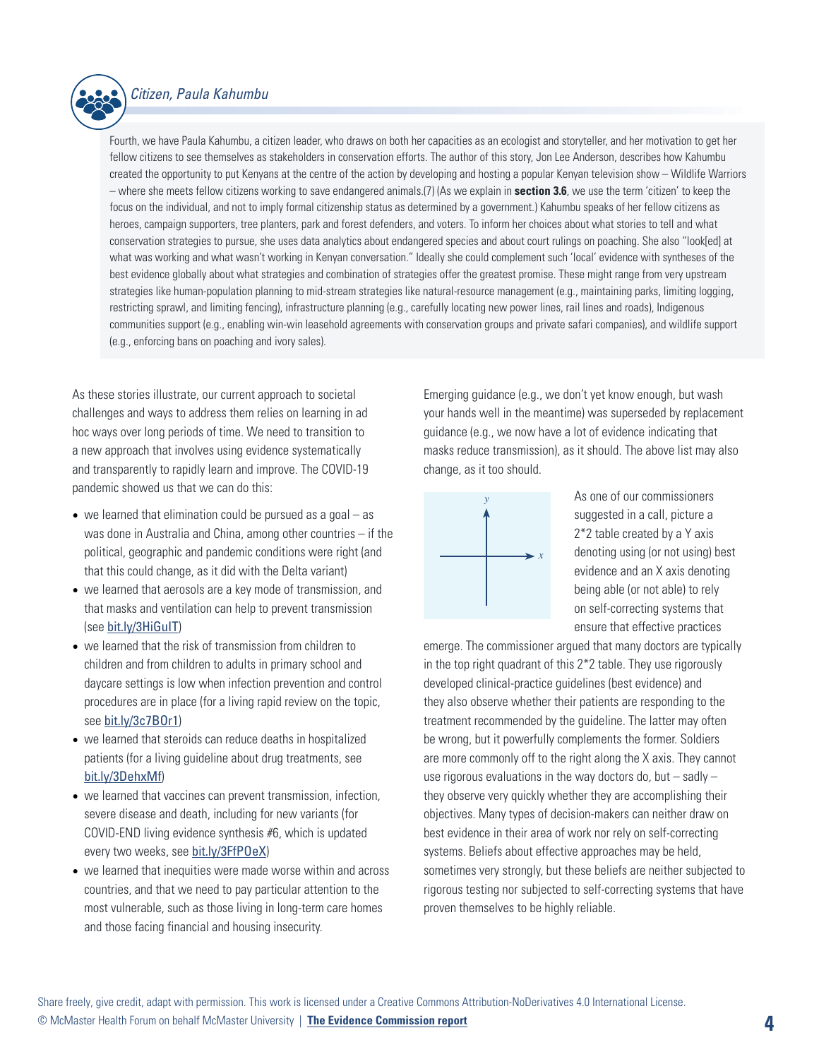*Citizen, Paula Kahumbu*

Fourth, we have Paula Kahumbu, a citizen leader, who draws on both her capacities as an ecologist and storyteller, and her motivation to get her fellow citizens to see themselves as stakeholders in conservation efforts. The author of this story, Jon Lee Anderson, describes how Kahumbu created the opportunity to put Kenyans at the centre of the action by developing and hosting a popular Kenyan television show – Wildlife Warriors – where she meets fellow citizens working to save endangered animals.(7) (As we explain in **section 3.6**, we use the term 'citizen' to keep the focus on the individual, and not to imply formal citizenship status as determined by a government.) Kahumbu speaks of her fellow citizens as heroes, campaign supporters, tree planters, park and forest defenders, and voters. To inform her choices about what stories to tell and what conservation strategies to pursue, she uses data analytics about endangered species and about court rulings on poaching. She also "look[ed] at what was working and what wasn't working in Kenyan conversation." Ideally she could complement such 'local' evidence with syntheses of the best evidence globally about what strategies and combination of strategies offer the greatest promise. These might range from very upstream strategies like human-population planning to mid-stream strategies like natural-resource management (e.g., maintaining parks, limiting logging, restricting sprawl, and limiting fencing), infrastructure planning (e.g., carefully locating new power lines, rail lines and roads), Indigenous communities support (e.g., enabling win-win leasehold agreements with conservation groups and private safari companies), and wildlife support (e.g., enforcing bans on poaching and ivory sales).

As these stories illustrate, our current approach to societal challenges and ways to address them relies on learning in ad hoc ways over long periods of time. We need to transition to a new approach that involves using evidence systematically and transparently to rapidly learn and improve. The COVID-19 pandemic showed us that we can do this:

- we learned that elimination could be pursued as a goal – as was done in Australia and China, among other countries – if the political, geographic and pandemic conditions were right (and that this could change, as it did with the Delta variant)
- we learned that aerosols are a key mode of transmission, and that masks and ventilation can help to prevent transmission (see bit.ly/3HiGuIT)
- we learned that the risk of transmission from children to children and from children to adults in primary school and daycare settings is low when infection prevention and control procedures are in place (for a living rapid review on the topic, see bit.ly/3c7BOr1)
- we learned that steroids can reduce deaths in hospitalized patients (for a living guideline about drug treatments, see bit.ly/3DehxMf)
- we learned that vaccines can prevent transmission, infection, severe disease and death, including for new variants (for COVID-END living evidence synthesis #6, which is updated every two weeks, see bit.ly/3FfPOeX)
- we learned that inequities were made worse within and across countries, and that we need to pay particular attention to the most vulnerable, such as those living in long-term care homes and those facing financial and housing insecurity.

Emerging guidance (e.g., we don't yet know enough, but wash your hands well in the meantime) was superseded by replacement guidance (e.g., we now have a lot of evidence indicating that masks reduce transmission), as it should. The above list may also change, as it too should.

As one of our commissioners suggested in a call, picture a 2*2 table created by a Y axis denoting using (or not using) best evidence and an X axis denoting being able (or not able) to rely on self-correcting systems that ensure that effective practices emerge. The commissioner argued that many doctors are typically in the top right quadrant of this 2*2 table. They use rigorously developed clinical-practice guidelines (best evidence) and they also observe whether their patients are responding to the treatment recommended by the guideline. The latter may often be wrong, but it powerfully complements the former. Soldiers are more commonly off to the right along the X axis. They cannot use rigorous evaluations in the way doctors do, but – sadly – they observe very quickly whether they are accomplishing their objectives. Many types of decision-makers can neither draw on best evidence in their area of work nor rely on self-correcting systems. Beliefs about effective approaches may be held, sometimes very strongly, but these beliefs are neither subjected to rigorous testing nor subjected to self-correcting systems that have proven themselves to be highly reliable.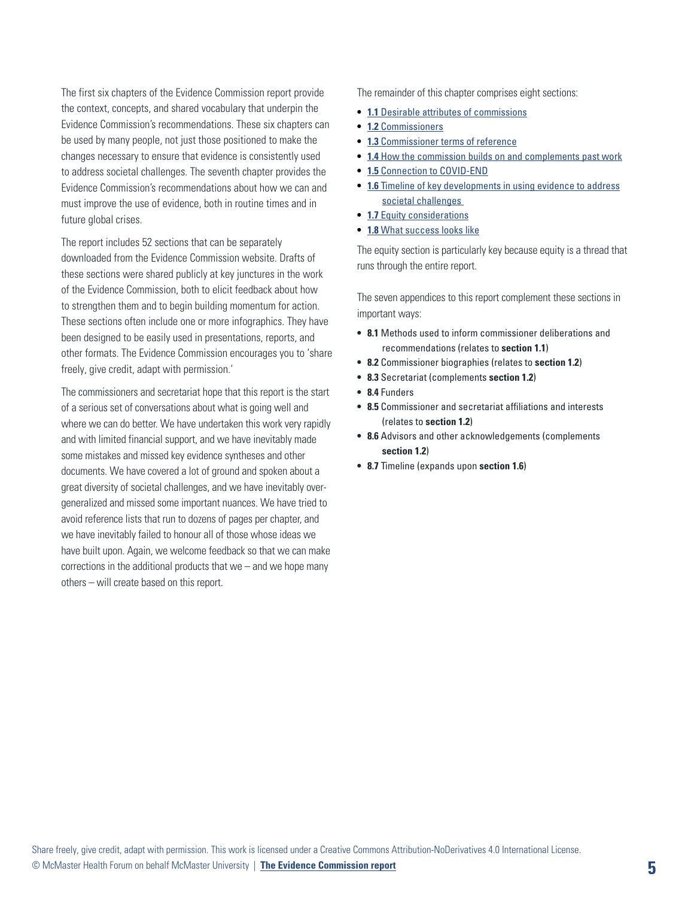The first six chapters of the Evidence Commission report provide the context, concepts, and shared vocabulary that underpin the Evidence Commission's recommendations. These six chapters can be used by many people, not just those positioned to make the changes necessary to ensure that evidence is consistently used to address societal challenges. The seventh chapter provides the Evidence Commission's recommendations about how we can and must improve the use of evidence, both in routine times and in future global crises.

The report includes 52 sections that can be separately downloaded from the Evidence Commission website. Drafts of these sections were shared publicly at key junctures in the work of the Evidence Commission, both to elicit feedback about how to strengthen them and to begin building momentum for action. These sections often include one or more infographics. They have been designed to be easily used in presentations, reports, and other formats. The Evidence Commission encourages you to 'share freely, give credit, adapt with permission.'

The commissioners and secretariat hope that this report is the start of a serious set of conversations about what is going well and where we can do better. We have undertaken this work very rapidly and with limited financial support, and we have inevitably made some mistakes and missed key evidence syntheses and other documents. We have covered a lot of ground and spoken about a great diversity of societal challenges, and we have inevitably over-generalized and missed some important nuances. We have tried to avoid reference lists that run to dozens of pages per chapter, and we have inevitably failed to honour all of those whose ideas we have built upon. Again, we welcome feedback so that we can make corrections in the additional products that we – and we hope many others – will create based on this report.

The remainder of this chapter comprises eight sections:

- **1.1** Desirable attributes of commissions
- **1.2** Commissioners
- **1.3** Commissioner terms of reference
- **1.4** How the commission builds on and complements past work
- **1.5** Connection to COVID-END
- **1.6** Timeline of key developments in using evidence to address societal challenges
- **1.7** Equity considerations
- **1.8** What success looks like

The equity section is particularly key because equity is a thread that runs through the entire report.

The seven appendices to this report complement these sections in important ways:

- **8.1** Methods used to inform commissioner deliberations and recommendations (relates to **section 1.1**)
- **8.2** Commissioner biographies (relates to **section 1.2**)
- **8.3** Secretariat (complements **section 1.2**)
- **8.4** Funders
- **8.5** Commissioner and secretariat affiliations and interests (relates to **section 1.2**)
- **8.6** Advisors and other acknowledgements (complements **section 1.2**)
- **8.7** Timeline (expands upon **section 1.6**)